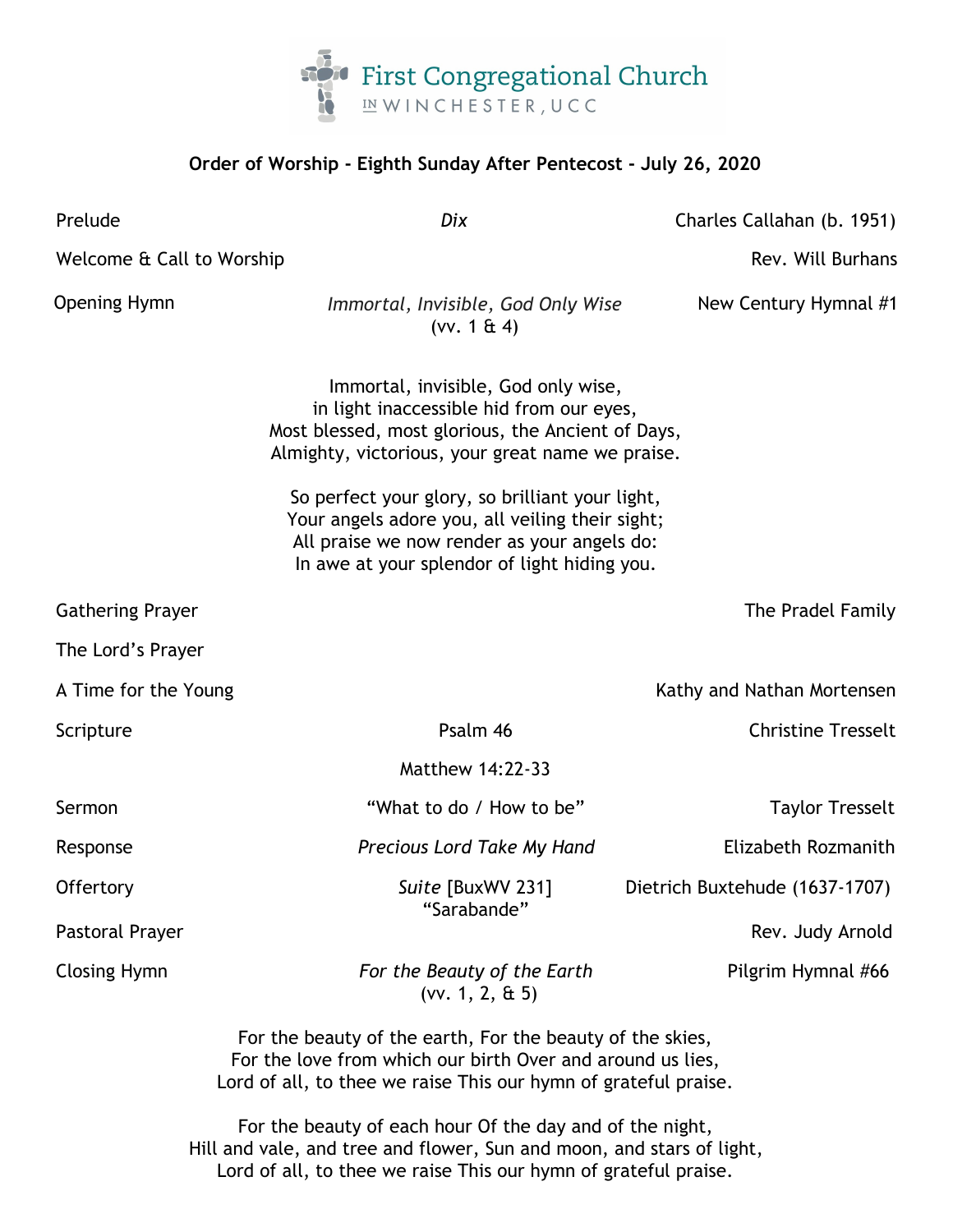First Congregational Church
IN WINCHESTER, UCC

**Order of Worship - Eighth Sunday After Pentecost - July 26, 2020**

| | | |
|---|---|---|
| Prelude | *Dix* | Charles Callahan (b. 1951) |
| Welcome & Call to Worship | | Rev. Will Burhans |
| Opening Hymn | *Immortal, Invisible, God Only Wise* (vv. 1 & 4) | New Century Hymnal #1 |

Immortal, invisible, God only wise,
in light inaccessible hid from our eyes,
Most blessed, most glorious, the Ancient of Days,
Almighty, victorious, your great name we praise.

So perfect your glory, so brilliant your light,
Your angels adore you, all veiling their sight;
All praise we now render as your angels do:
In awe at your splendor of light hiding you.

| | | |
|---|---|---|
| Gathering Prayer | | The Pradel Family |
| The Lord's Prayer | | |
| A Time for the Young | | Kathy and Nathan Mortensen |
| Scripture | Psalm 46 | Christine Tresselt |
| | Matthew 14:22-33 | |
| Sermon | "What to do / How to be" | Taylor Tresselt |
| Response | *Precious Lord Take My Hand* | Elizabeth Rozmanith |
| Offertory | *Suite* [BuxWV 231] "Sarabande" | Dietrich Buxtehude (1637-1707) |
| Pastoral Prayer | | Rev. Judy Arnold |
| Closing Hymn | *For the Beauty of the Earth* (vv. 1, 2, & 5) | Pilgrim Hymnal #66 |

For the beauty of the earth, For the beauty of the skies,
For the love from which our birth Over and around us lies,
Lord of all, to thee we raise This our hymn of grateful praise.

For the beauty of each hour Of the day and of the night,
Hill and vale, and tree and flower, Sun and moon, and stars of light,
Lord of all, to thee we raise This our hymn of grateful praise.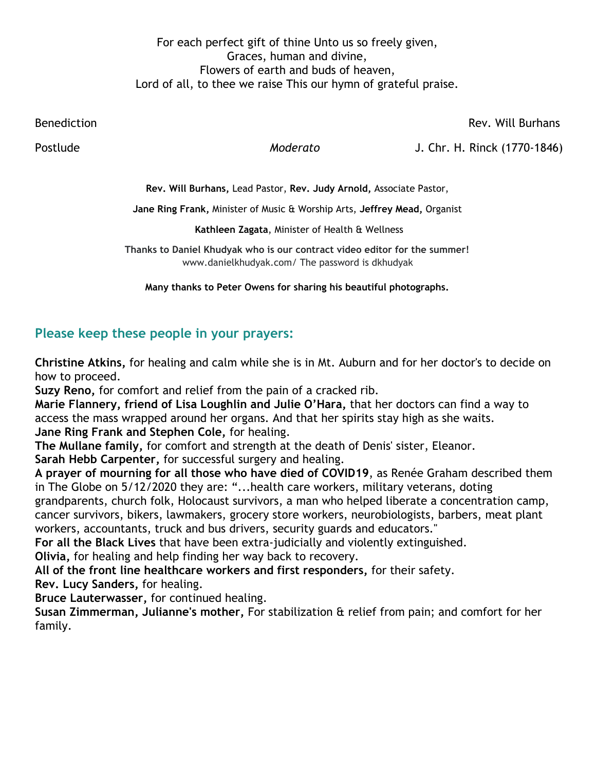For each perfect gift of thine Unto us so freely given,
Graces, human and divine,
Flowers of earth and buds of heaven,
Lord of all, to thee we raise This our hymn of grateful praise.

Benediction Rev. Will Burhans

Postlude *Moderato* J. Chr. H. Rinck (1770-1846)

**Rev. Will Burhans,** Lead Pastor, **Rev. Judy Arnold,** Associate Pastor,

**Jane Ring Frank,** Minister of Music & Worship Arts, **Jeffrey Mead,** Organist

**Kathleen Zagata**, Minister of Health & Wellness

**Thanks to Daniel Khudyak who is our contract video editor for the summer!**
www.danielkhudyak.com/ The password is dkhudyak

**Many thanks to Peter Owens for sharing his beautiful photographs.**

## Please keep these people in your prayers:

**Christine Atkins,** for healing and calm while she is in Mt. Auburn and for her doctor's to decide on how to proceed.
**Suzy Reno,** for comfort and relief from the pain of a cracked rib.
**Marie Flannery, friend of Lisa Loughlin and Julie O'Hara,** that her doctors can find a way to access the mass wrapped around her organs. And that her spirits stay high as she waits.
**Jane Ring Frank and Stephen Cole,** for healing.
**The Mullane family,** for comfort and strength at the death of Denis' sister, Eleanor.
**Sarah Hebb Carpenter,** for successful surgery and healing.
**A prayer of mourning for all those who have died of COVID19**, as Renée Graham described them in The Globe on 5/12/2020 they are: "...health care workers, military veterans, doting grandparents, church folk, Holocaust survivors, a man who helped liberate a concentration camp, cancer survivors, bikers, lawmakers, grocery store workers, neurobiologists, barbers, meat plant workers, accountants, truck and bus drivers, security guards and educators."
**For all the Black Lives** that have been extra-judicially and violently extinguished.
**Olivia,** for healing and help finding her way back to recovery.
**All of the front line healthcare workers and first responders,** for their safety.
**Rev. Lucy Sanders,** for healing.
**Bruce Lauterwasser,** for continued healing.
**Susan Zimmerman, Julianne's mother,** For stabilization & relief from pain; and comfort for her family.